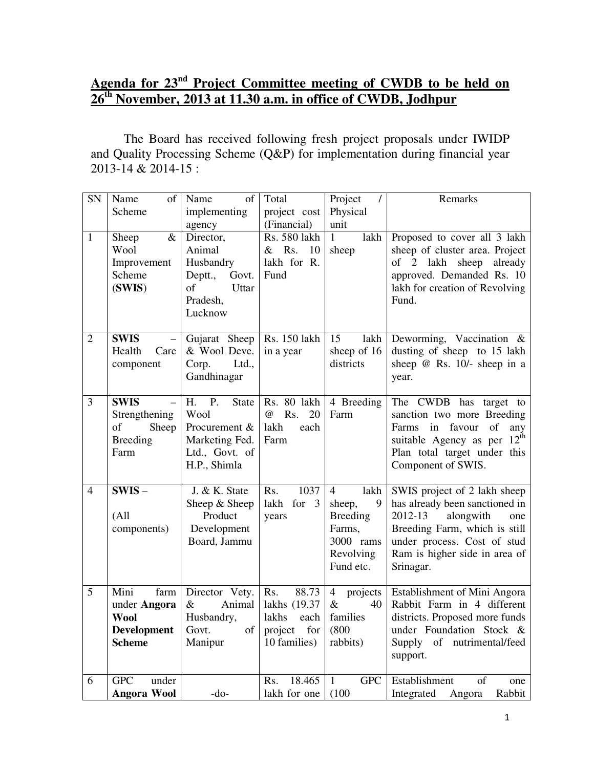## Agenda for 23rd Project Committee meeting of CWDB to be held on 26th November, 2013 at 11.30 a.m. in office of CWDB, Jodhpur

The Board has received following fresh project proposals under IWIDP and Quality Processing Scheme (Q&P) for implementation during financial year 2013-14 & 2014-15 :

| SN | Name of Scheme | Name of implementing agency | Total project cost (Financial) | Project / Physical unit | Remarks |
|---|---|---|---|---|---|
| 1 | Sheep & Wool Improvement Scheme (**SWIS**) | Director, Animal Husbandry Deptt., Govt. of Uttar Pradesh, Lucknow | Rs. 580 lakh & Rs. 10 lakh for R. Fund | 1 lakh sheep | Proposed to cover all 3 lakh sheep of cluster area. Project of 2 lakh sheep already approved. Demanded Rs. 10 lakh for creation of Revolving Fund. |
| 2 | **SWIS** – Health Care component | Gujarat Sheep & Wool Deve. Corp. Ltd., Gandhinagar | Rs. 150 lakh in a year | 15 lakh sheep of 16 districts | Deworming, Vaccination & dusting of sheep to 15 lakh sheep @ Rs. 10/- sheep in a year. |
| 3 | **SWIS** – Strengthening of Sheep Breeding Farm | H. P. State Wool Procurement & Marketing Fed. Ltd., Govt. of H.P., Shimla | Rs. 80 lakh @ Rs. 20 lakh each Farm | 4 Breeding Farm | The CWDB has target to sanction two more Breeding Farms in favour of any suitable Agency as per 12th Plan total target under this Component of SWIS. |
| 4 | **SWIS** – (All components) | J. & K. State Sheep & Sheep Product Development Board, Jammu | Rs. 1037 lakh for 3 years | 4 lakh sheep, 9 Breeding Farms, 3000 rams Revolving Fund etc. | SWIS project of 2 lakh sheep has already been sanctioned in 2012-13 alongwith one Breeding Farm, which is still under process. Cost of stud Ram is higher side in area of Srinagar. |
| 5 | Mini farm under **Angora Wool Development Scheme** | Director Vety. & Animal Husbandry, Govt. of Manipur | Rs. 88.73 lakhs (19.37 lakhs each project for 10 families) | 4 projects & 40 families (800 rabbits) | Establishment of Mini Angora Rabbit Farm in 4 different districts. Proposed more funds under Foundation Stock & Supply of nutrimental/feed support. |
| 6 | GPC under **Angora Wool** | -do- | Rs. 18.465 lakh for one | 1 GPC (100 | Establishment of one Integrated Angora Rabbit |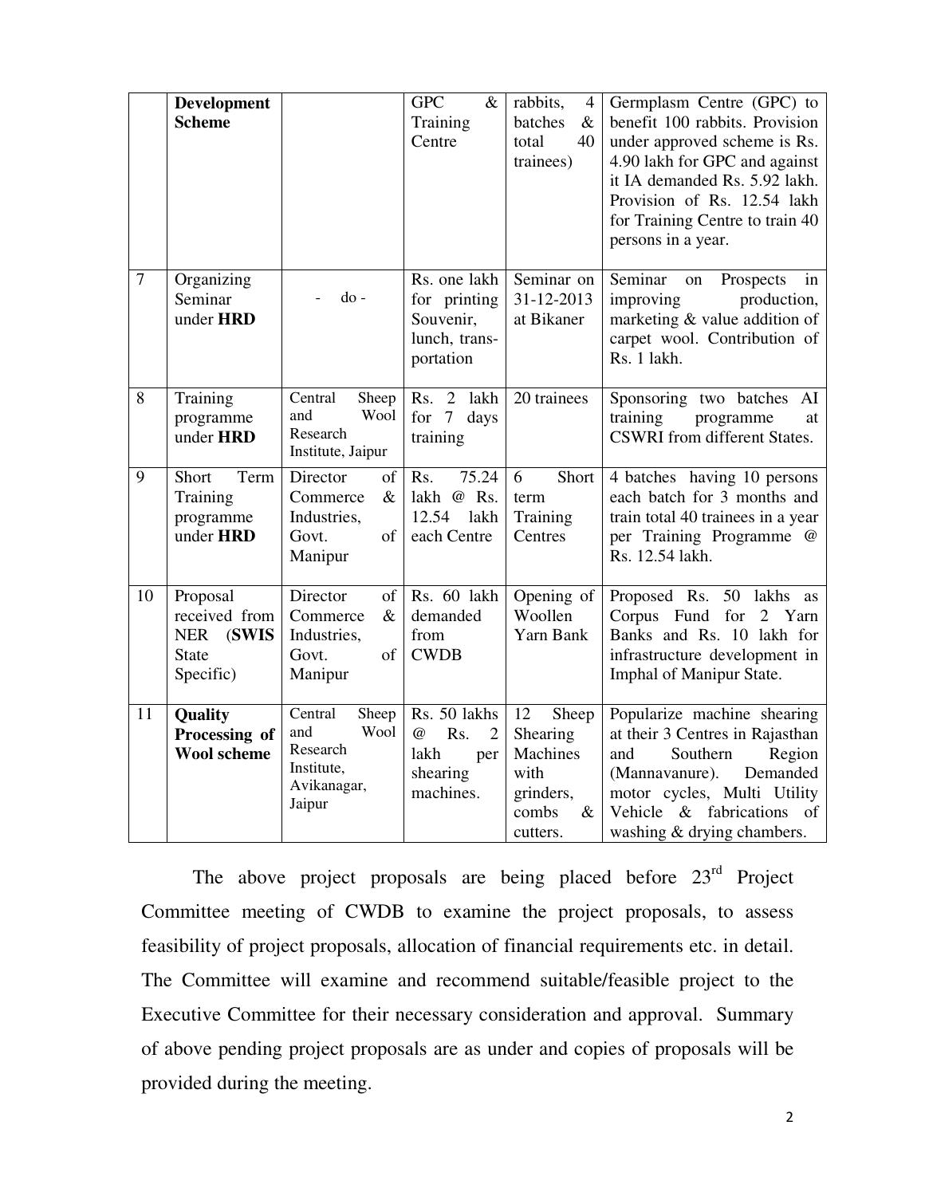| | **Development Scheme** | | GPC & Training Centre | rabbits, 4 batches & total 40 trainees) | Germplasm Centre (GPC) to benefit 100 rabbits. Provision under approved scheme is Rs. 4.90 lakh for GPC and against it IA demanded Rs. 5.92 lakh. Provision of Rs. 12.54 lakh for Training Centre to train 40 persons in a year. |
|---|---|---|---|---|---|
| 7 | Organizing Seminar under **HRD** | - do - | Rs. one lakh for printing Souvenir, lunch, trans-portation | Seminar on 31-12-2013 at Bikaner | Seminar on Prospects in improving production, marketing & value addition of carpet wool. Contribution of Rs. 1 lakh. |
| 8 | Training programme under **HRD** | Central Sheep and Wool Research Institute, Jaipur | Rs. 2 lakh for 7 days training | 20 trainees | Sponsoring two batches AI training programme at CSWRI from different States. |
| 9 | Short Term Training programme under **HRD** | Director of Commerce & Industries, Govt. of Manipur | Rs. 75.24 lakh @ Rs. 12.54 lakh each Centre | 6 Short term Training Centres | 4 batches having 10 persons each batch for 3 months and train total 40 trainees in a year per Training Programme @ Rs. 12.54 lakh. |
| 10 | Proposal received from NER (**SWIS** State Specific) | Director of Commerce & Industries, Govt. of Manipur | Rs. 60 lakh demanded from CWDB | Opening of Woollen Yarn Bank | Proposed Rs. 50 lakhs as Corpus Fund for 2 Yarn Banks and Rs. 10 lakh for infrastructure development in Imphal of Manipur State. |
| 11 | **Quality Processing of Wool scheme** | Central Sheep and Wool Research Institute, Avikanagar, Jaipur | Rs. 50 lakhs @ Rs. 2 lakh per shearing machines. | 12 Sheep Shearing Machines with grinders, combs & cutters. | Popularize machine shearing at their 3 Centres in Rajasthan and Southern Region (Mannavanure). Demanded motor cycles, Multi Utility Vehicle & fabrications of washing & drying chambers. |

The above project proposals are being placed before 23rd Project Committee meeting of CWDB to examine the project proposals, to assess feasibility of project proposals, allocation of financial requirements etc. in detail. The Committee will examine and recommend suitable/feasible project to the Executive Committee for their necessary consideration and approval. Summary of above pending project proposals are as under and copies of proposals will be provided during the meeting.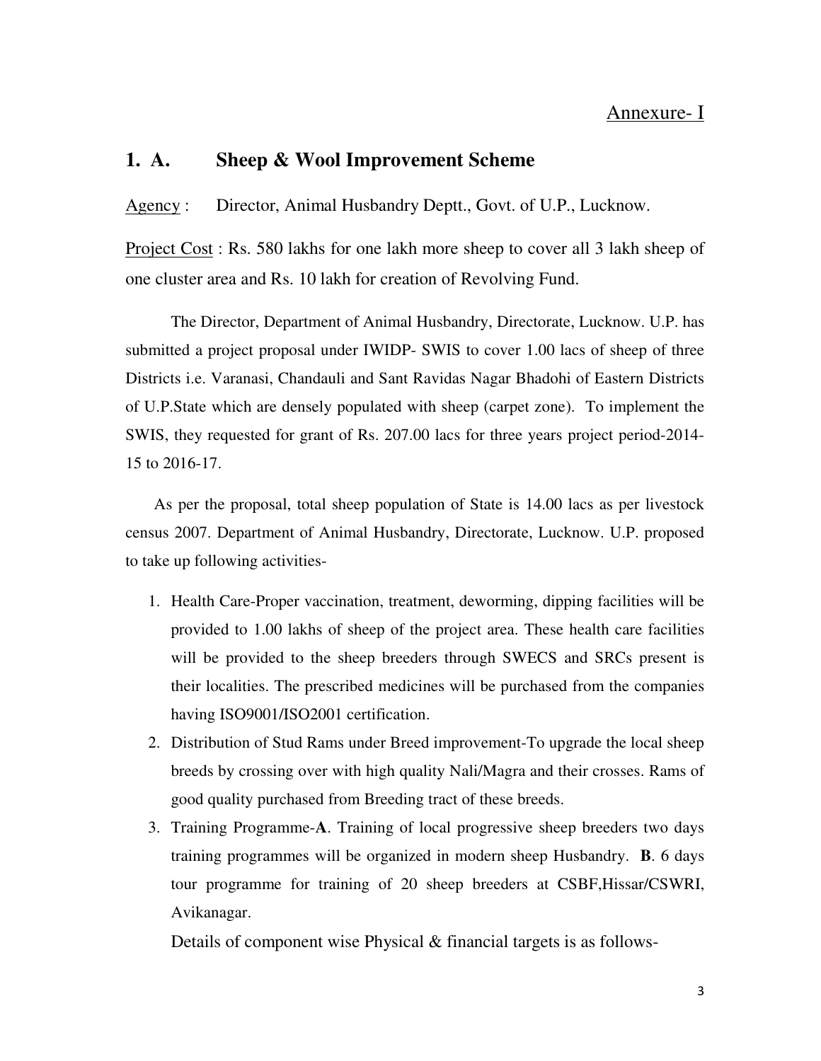Annexure- I

## 1. A. Sheep & Wool Improvement Scheme

Agency : Director, Animal Husbandry Deptt., Govt. of U.P., Lucknow.

Project Cost : Rs. 580 lakhs for one lakh more sheep to cover all 3 lakh sheep of one cluster area and Rs. 10 lakh for creation of Revolving Fund.

The Director, Department of Animal Husbandry, Directorate, Lucknow. U.P. has submitted a project proposal under IWIDP- SWIS to cover 1.00 lacs of sheep of three Districts i.e. Varanasi, Chandauli and Sant Ravidas Nagar Bhadohi of Eastern Districts of U.P.State which are densely populated with sheep (carpet zone). To implement the SWIS, they requested for grant of Rs. 207.00 lacs for three years project period-2014-15 to 2016-17.

As per the proposal, total sheep population of State is 14.00 lacs as per livestock census 2007. Department of Animal Husbandry, Directorate, Lucknow. U.P. proposed to take up following activities-

1. Health Care-Proper vaccination, treatment, deworming, dipping facilities will be provided to 1.00 lakhs of sheep of the project area. These health care facilities will be provided to the sheep breeders through SWECS and SRCs present is their localities. The prescribed medicines will be purchased from the companies having ISO9001/ISO2001 certification.
2. Distribution of Stud Rams under Breed improvement-To upgrade the local sheep breeds by crossing over with high quality Nali/Magra and their crosses. Rams of good quality purchased from Breeding tract of these breeds.
3. Training Programme-**A**. Training of local progressive sheep breeders two days training programmes will be organized in modern sheep Husbandry. **B**. 6 days tour programme for training of 20 sheep breeders at CSBF,Hissar/CSWRI, Avikanagar.

Details of component wise Physical & financial targets is as follows-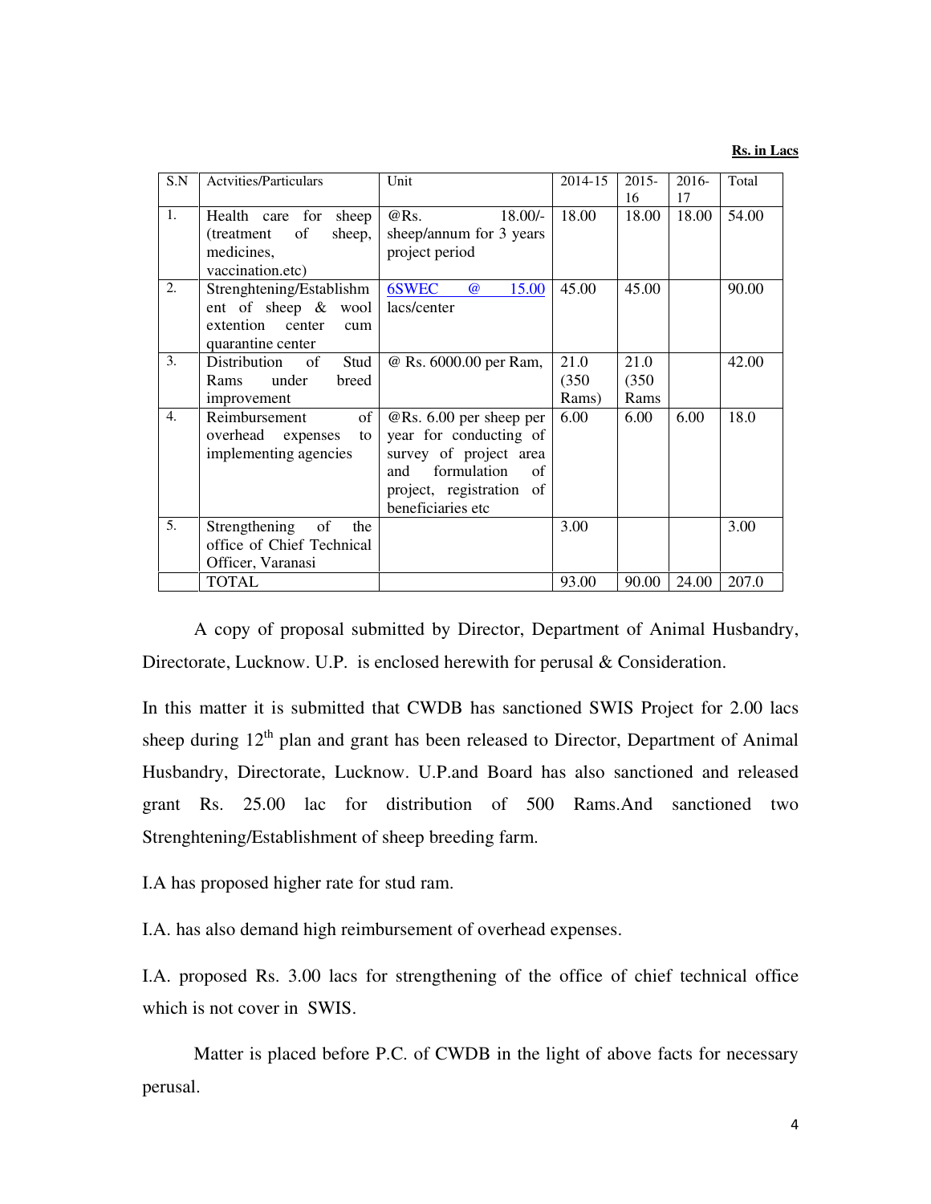**Rs. in Lacs**

| S.N | Actvities/Particulars | Unit | 2014-15 | 2015-16 | 2016-17 | Total |
|---|---|---|---|---|---|---|
| 1. | Health care for sheep (treatment of sheep, medicines, vaccination.etc) | @Rs. 18.00/- sheep/annum for 3 years project period | 18.00 | 18.00 | 18.00 | 54.00 |
| 2. | Strenghtening/Establishment of sheep & wool extention center cum quarantine center | 6SWEC @ 15.00 lacs/center | 45.00 | 45.00 | | 90.00 |
| 3. | Distribution of Stud Rams under breed improvement | @ Rs. 6000.00 per Ram, | 21.0 (350 Rams) | 21.0 (350 Rams | | 42.00 |
| 4. | Reimbursement of overhead expenses to implementing agencies | @Rs. 6.00 per sheep per year for conducting of survey of project area and formulation of project, registration of beneficiaries etc | 6.00 | 6.00 | 6.00 | 18.0 |
| 5. | Strengthening of the office of Chief Technical Officer, Varanasi | | 3.00 | | | 3.00 |
| | TOTAL | | 93.00 | 90.00 | 24.00 | 207.0 |

A copy of proposal submitted by Director, Department of Animal Husbandry, Directorate, Lucknow. U.P. is enclosed herewith for perusal & Consideration.

In this matter it is submitted that CWDB has sanctioned SWIS Project for 2.00 lacs sheep during 12th plan and grant has been released to Director, Department of Animal Husbandry, Directorate, Lucknow. U.P.and Board has also sanctioned and released grant Rs. 25.00 lac for distribution of 500 Rams.And sanctioned two Strenghtening/Establishment of sheep breeding farm.

I.A has proposed higher rate for stud ram.

I.A. has also demand high reimbursement of overhead expenses.

I.A. proposed Rs. 3.00 lacs for strengthening of the office of chief technical office which is not cover in SWIS.

Matter is placed before P.C. of CWDB in the light of above facts for necessary perusal.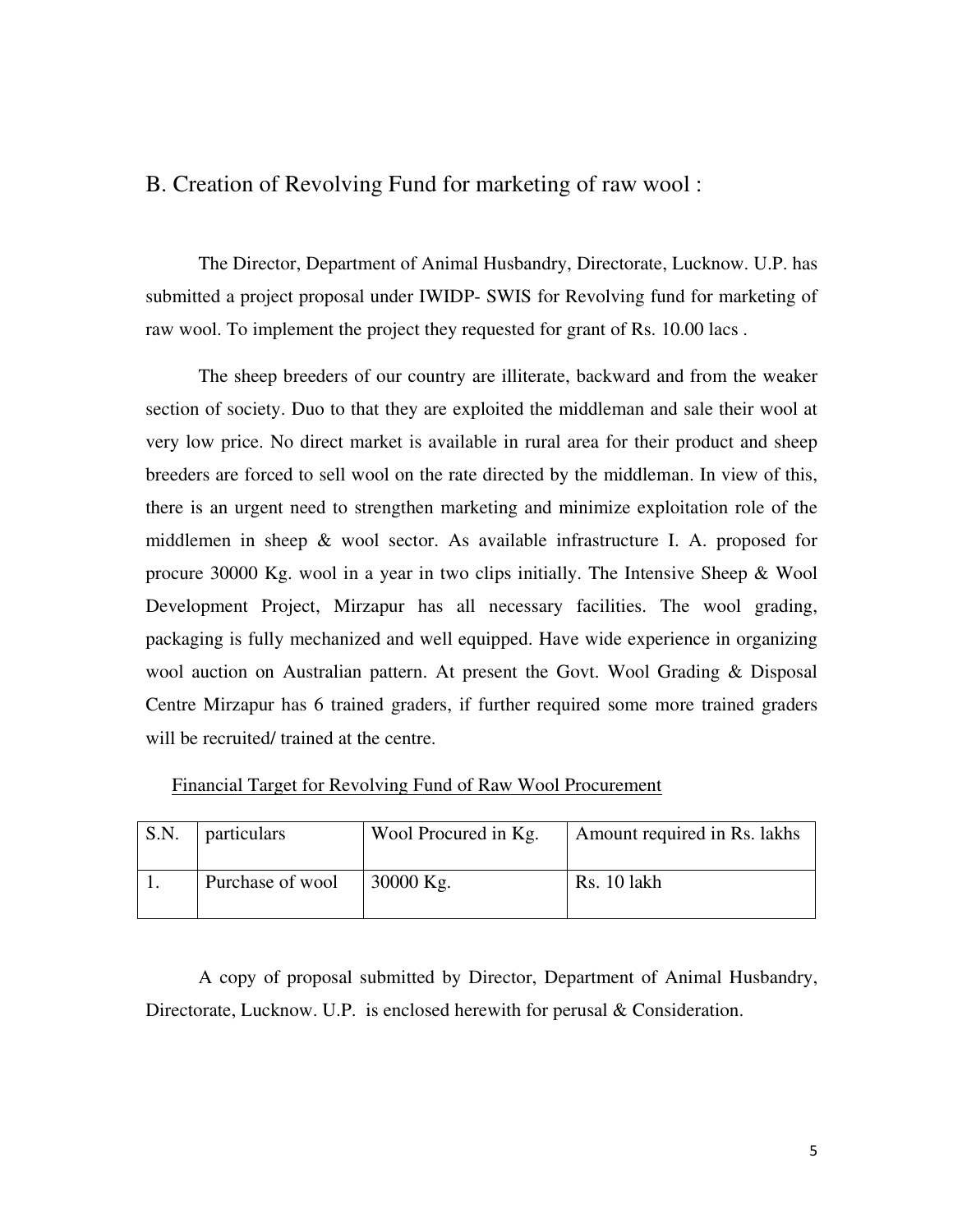## B. Creation of Revolving Fund for marketing of raw wool :

The Director, Department of Animal Husbandry, Directorate, Lucknow. U.P. has submitted a project proposal under IWIDP- SWIS for Revolving fund for marketing of raw wool. To implement the project they requested for grant of Rs. 10.00 lacs .

The sheep breeders of our country are illiterate, backward and from the weaker section of society. Duo to that they are exploited the middleman and sale their wool at very low price. No direct market is available in rural area for their product and sheep breeders are forced to sell wool on the rate directed by the middleman. In view of this, there is an urgent need to strengthen marketing and minimize exploitation role of the middlemen in sheep & wool sector. As available infrastructure I. A. proposed for procure 30000 Kg. wool in a year in two clips initially. The Intensive Sheep & Wool Development Project, Mirzapur has all necessary facilities. The wool grading, packaging is fully mechanized and well equipped. Have wide experience in organizing wool auction on Australian pattern. At present the Govt. Wool Grading & Disposal Centre Mirzapur has 6 trained graders, if further required some more trained graders will be recruited/ trained at the centre.

<u>Financial Target for Revolving Fund of Raw Wool Procurement</u>

| S.N. | particulars | Wool Procured in Kg. | Amount required in Rs. lakhs |
|---|---|---|---|
| 1. | Purchase of wool | 30000 Kg. | Rs. 10 lakh |

A copy of proposal submitted by Director, Department of Animal Husbandry, Directorate, Lucknow. U.P. is enclosed herewith for perusal & Consideration.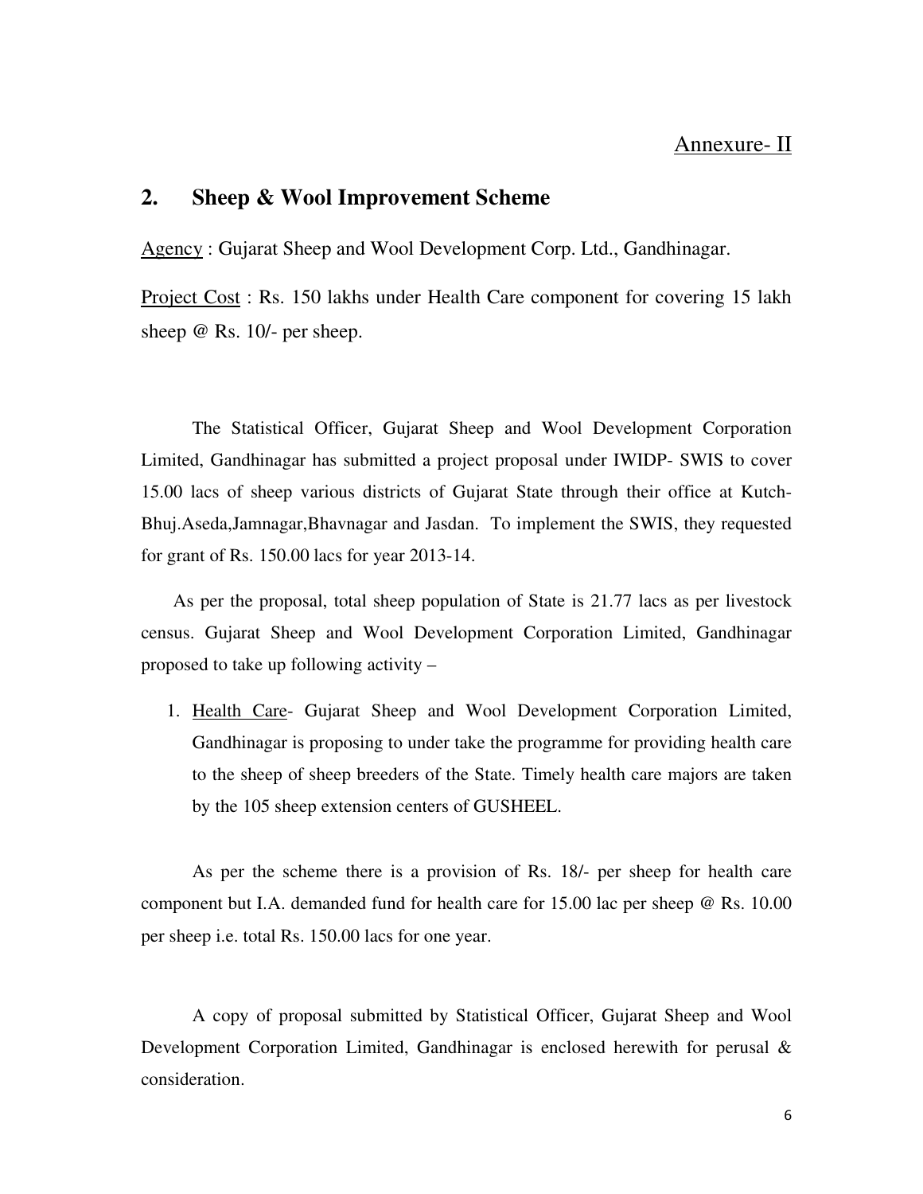Annexure- II

## 2. Sheep & Wool Improvement Scheme

Agency : Gujarat Sheep and Wool Development Corp. Ltd., Gandhinagar.

Project Cost : Rs. 150 lakhs under Health Care component for covering 15 lakh sheep @ Rs. 10/- per sheep.

The Statistical Officer, Gujarat Sheep and Wool Development Corporation Limited, Gandhinagar has submitted a project proposal under IWIDP- SWIS to cover 15.00 lacs of sheep various districts of Gujarat State through their office at Kutch-Bhuj.Aseda,Jamnagar,Bhavnagar and Jasdan. To implement the SWIS, they requested for grant of Rs. 150.00 lacs for year 2013-14.

As per the proposal, total sheep population of State is 21.77 lacs as per livestock census. Gujarat Sheep and Wool Development Corporation Limited, Gandhinagar proposed to take up following activity –

1. Health Care- Gujarat Sheep and Wool Development Corporation Limited, Gandhinagar is proposing to under take the programme for providing health care to the sheep of sheep breeders of the State. Timely health care majors are taken by the 105 sheep extension centers of GUSHEEL.

As per the scheme there is a provision of Rs. 18/- per sheep for health care component but I.A. demanded fund for health care for 15.00 lac per sheep @ Rs. 10.00 per sheep i.e. total Rs. 150.00 lacs for one year.

A copy of proposal submitted by Statistical Officer, Gujarat Sheep and Wool Development Corporation Limited, Gandhinagar is enclosed herewith for perusal & consideration.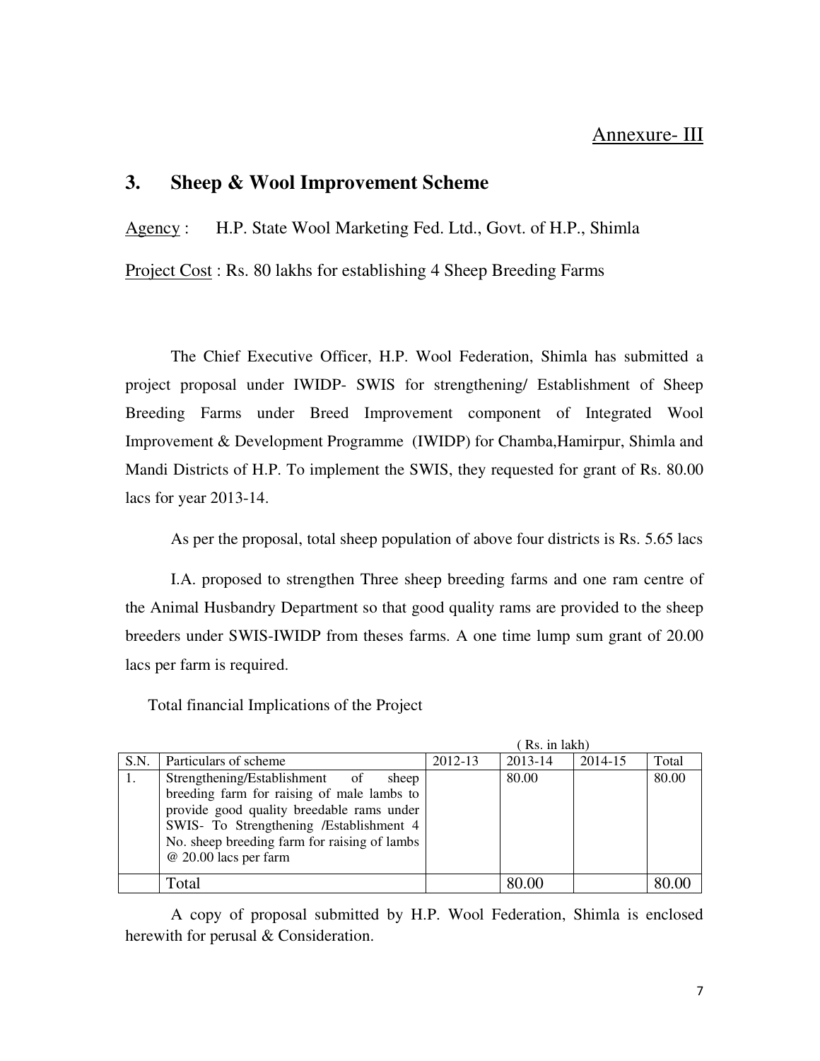<u>Annexure- III</u>

## 3. Sheep & Wool Improvement Scheme

<u>Agency</u> : H.P. State Wool Marketing Fed. Ltd., Govt. of H.P., Shimla

<u>Project Cost</u> : Rs. 80 lakhs for establishing 4 Sheep Breeding Farms

The Chief Executive Officer, H.P. Wool Federation, Shimla has submitted a project proposal under IWIDP- SWIS for strengthening/ Establishment of Sheep Breeding Farms under Breed Improvement component of Integrated Wool Improvement & Development Programme (IWIDP) for Chamba,Hamirpur, Shimla and Mandi Districts of H.P. To implement the SWIS, they requested for grant of Rs. 80.00 lacs for year 2013-14.

As per the proposal, total sheep population of above four districts is Rs. 5.65 lacs

I.A. proposed to strengthen Three sheep breeding farms and one ram centre of the Animal Husbandry Department so that good quality rams are provided to the sheep breeders under SWIS-IWIDP from theses farms. A one time lump sum grant of 20.00 lacs per farm is required.

Total financial Implications of the Project

( Rs. in lakh)

| S.N. | Particulars of scheme | 2012-13 | 2013-14 | 2014-15 | Total |
|---|---|---|---|---|---|
| 1. | Strengthening/Establishment of sheep breeding farm for raising of male lambs to provide good quality breedable rams under SWIS- To Strengthening /Establishment 4 No. sheep breeding farm for raising of lambs @ 20.00 lacs per farm | | 80.00 | | 80.00 |
| | Total | | 80.00 | | 80.00 |

A copy of proposal submitted by H.P. Wool Federation, Shimla is enclosed herewith for perusal & Consideration.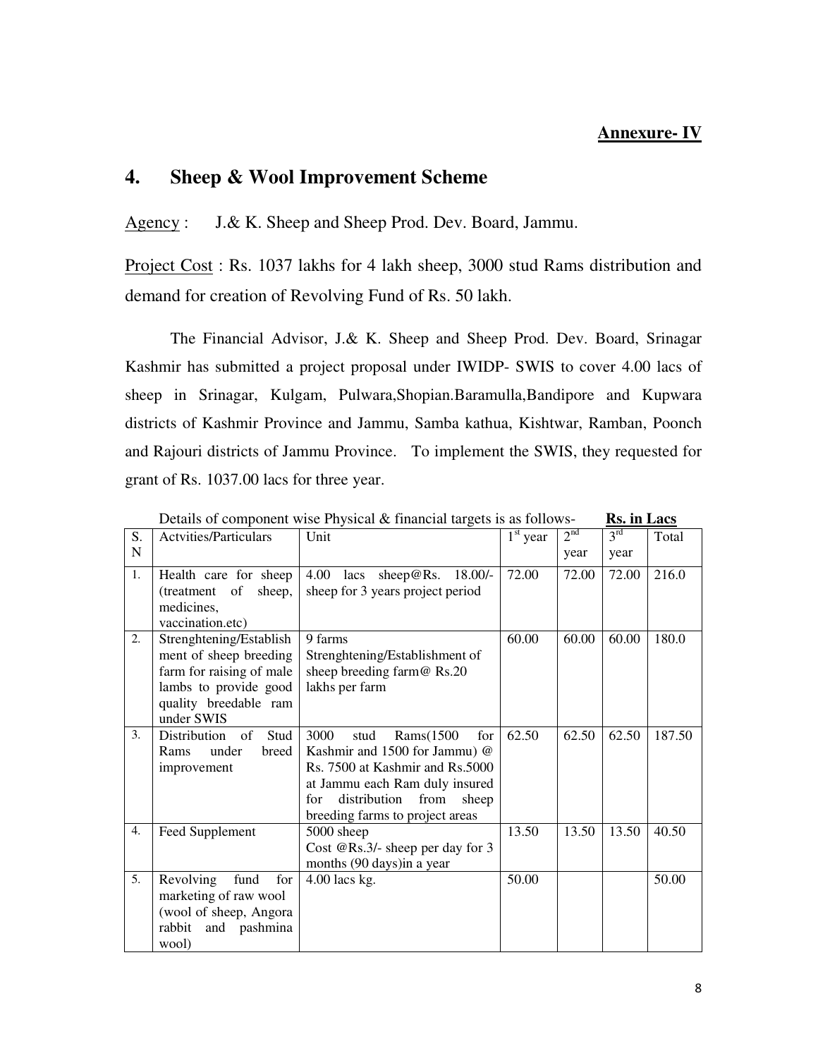**Annexure- IV**

## 4. Sheep & Wool Improvement Scheme

Agency : J.& K. Sheep and Sheep Prod. Dev. Board, Jammu.

Project Cost : Rs. 1037 lakhs for 4 lakh sheep, 3000 stud Rams distribution and demand for creation of Revolving Fund of Rs. 50 lakh.

The Financial Advisor, J.& K. Sheep and Sheep Prod. Dev. Board, Srinagar Kashmir has submitted a project proposal under IWIDP- SWIS to cover 4.00 lacs of sheep in Srinagar, Kulgam, Pulwara,Shopian.Baramulla,Bandipore and Kupwara districts of Kashmir Province and Jammu, Samba kathua, Kishtwar, Ramban, Poonch and Rajouri districts of Jammu Province. To implement the SWIS, they requested for grant of Rs. 1037.00 lacs for three year.

Details of component wise Physical & financial targets is as follows- **Rs. in Lacs**

| S. N | Actvities/Particulars | Unit | 1st year | 2nd year | 3rd year | Total |
|---|---|---|---|---|---|---|
| 1. | Health care for sheep (treatment of sheep, medicines, vaccination.etc) | 4.00 lacs sheep@Rs. 18.00/- sheep for 3 years project period | 72.00 | 72.00 | 72.00 | 216.0 |
| 2. | Strenghtening/Establishment of sheep breeding farm for raising of male lambs to provide good quality breedable ram under SWIS | 9 farms Strenghtening/Establishment of sheep breeding farm@ Rs.20 lakhs per farm | 60.00 | 60.00 | 60.00 | 180.0 |
| 3. | Distribution of Stud Rams under breed improvement | 3000 stud Rams(1500 for Kashmir and 1500 for Jammu) @ Rs. 7500 at Kashmir and Rs.5000 at Jammu each Ram duly insured for distribution from sheep breeding farms to project areas | 62.50 | 62.50 | 62.50 | 187.50 |
| 4. | Feed Supplement | 5000 sheep Cost @Rs.3/- sheep per day for 3 months (90 days)in a year | 13.50 | 13.50 | 13.50 | 40.50 |
| 5. | Revolving fund for marketing of raw wool (wool of sheep, Angora rabbit and pashmina wool) | 4.00 lacs kg. | 50.00 | | | 50.00 |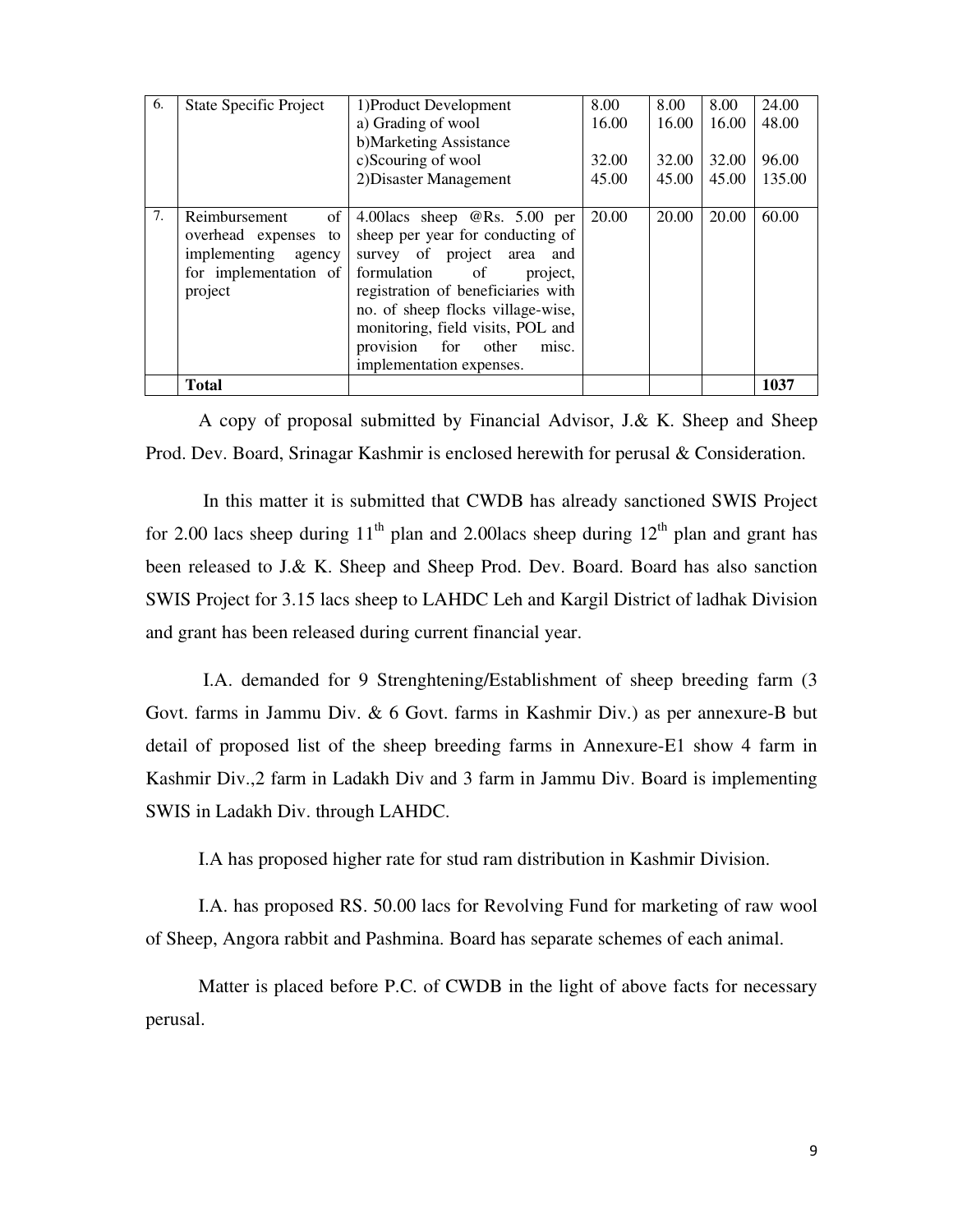| 6. | State Specific Project | 1)Product Development<br>a) Grading of wool<br>b)Marketing Assistance<br>c)Scouring of wool<br>2)Disaster Management | 8.00<br>16.00<br><br>32.00<br>45.00 | 8.00<br>16.00<br><br>32.00<br>45.00 | 8.00<br>16.00<br><br>32.00<br>45.00 | 24.00<br>48.00<br><br>96.00<br>135.00 |
|---|---|---|---|---|---|---|
| 7. | Reimbursement of overhead expenses to implementing agency for implementation of project | 4.00lacs sheep @Rs. 5.00 per sheep per year for conducting of survey of project area and formulation of project, registration of beneficiaries with no. of sheep flocks village-wise, monitoring, field visits, POL and provision for other misc. implementation expenses. | 20.00 | 20.00 | 20.00 | 60.00 |
| | **Total** | | | | | **1037** |

A copy of proposal submitted by Financial Advisor, J.& K. Sheep and Sheep Prod. Dev. Board, Srinagar Kashmir is enclosed herewith for perusal & Consideration.

In this matter it is submitted that CWDB has already sanctioned SWIS Project for 2.00 lacs sheep during 11th plan and 2.00lacs sheep during 12th plan and grant has been released to J.& K. Sheep and Sheep Prod. Dev. Board. Board has also sanction SWIS Project for 3.15 lacs sheep to LAHDC Leh and Kargil District of ladhak Division and grant has been released during current financial year.

I.A. demanded for 9 Strenghtening/Establishment of sheep breeding farm (3 Govt. farms in Jammu Div. & 6 Govt. farms in Kashmir Div.) as per annexure-B but detail of proposed list of the sheep breeding farms in Annexure-E1 show 4 farm in Kashmir Div.,2 farm in Ladakh Div and 3 farm in Jammu Div. Board is implementing SWIS in Ladakh Div. through LAHDC.

I.A has proposed higher rate for stud ram distribution in Kashmir Division.

I.A. has proposed RS. 50.00 lacs for Revolving Fund for marketing of raw wool of Sheep, Angora rabbit and Pashmina. Board has separate schemes of each animal.

Matter is placed before P.C. of CWDB in the light of above facts for necessary perusal.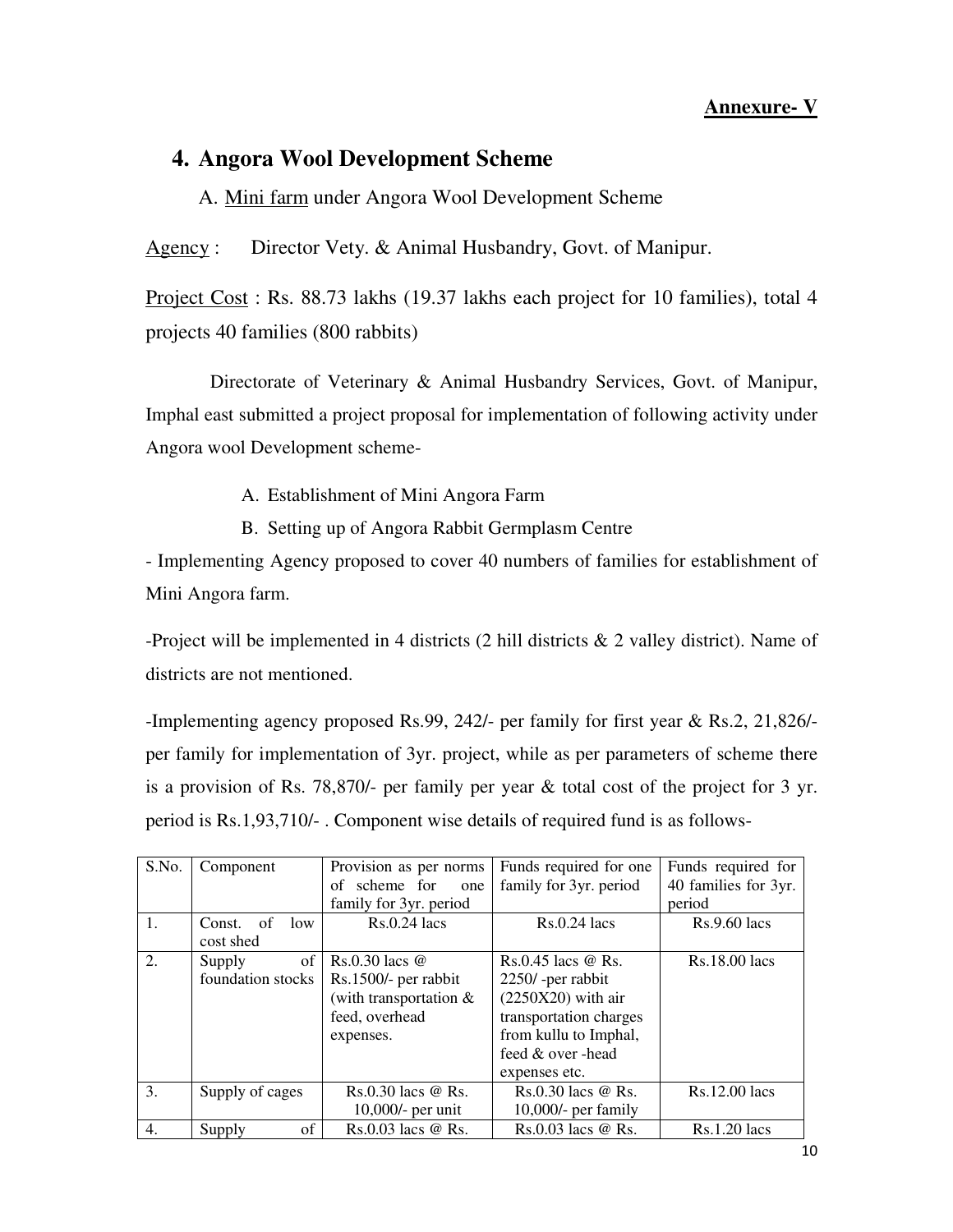**Annexure- V**

## 4. Angora Wool Development Scheme

A. Mini farm under Angora Wool Development Scheme

Agency : Director Vety. & Animal Husbandry, Govt. of Manipur.

Project Cost : Rs. 88.73 lakhs (19.37 lakhs each project for 10 families), total 4 projects 40 families (800 rabbits)

Directorate of Veterinary & Animal Husbandry Services, Govt. of Manipur, Imphal east submitted a project proposal for implementation of following activity under Angora wool Development scheme-

A. Establishment of Mini Angora Farm
B. Setting up of Angora Rabbit Germplasm Centre

- Implementing Agency proposed to cover 40 numbers of families for establishment of Mini Angora farm.

-Project will be implemented in 4 districts (2 hill districts & 2 valley district). Name of districts are not mentioned.

-Implementing agency proposed Rs.99, 242/- per family for first year & Rs.2, 21,826/- per family for implementation of 3yr. project, while as per parameters of scheme there is a provision of Rs. 78,870/- per family per year & total cost of the project for 3 yr. period is Rs.1,93,710/- . Component wise details of required fund is as follows-

| S.No. | Component | Provision as per norms of scheme for one family for 3yr. period | Funds required for one family for 3yr. period | Funds required for 40 families for 3yr. period |
|---|---|---|---|---|
| 1. | Const. of low cost shed | Rs.0.24 lacs | Rs.0.24 lacs | Rs.9.60 lacs |
| 2. | Supply of foundation stocks | Rs.0.30 lacs @ Rs.1500/- per rabbit (with transportation & feed, overhead expenses. | Rs.0.45 lacs @ Rs. 2250/ -per rabbit (2250X20) with air transportation charges from kullu to Imphal, feed & over -head expenses etc. | Rs.18.00 lacs |
| 3. | Supply of cages | Rs.0.30 lacs @ Rs. 10,000/- per unit | Rs.0.30 lacs @ Rs. 10,000/- per family | Rs.12.00 lacs |
| 4. | Supply of | Rs.0.03 lacs @ Rs. | Rs.0.03 lacs @ Rs. | Rs.1.20 lacs |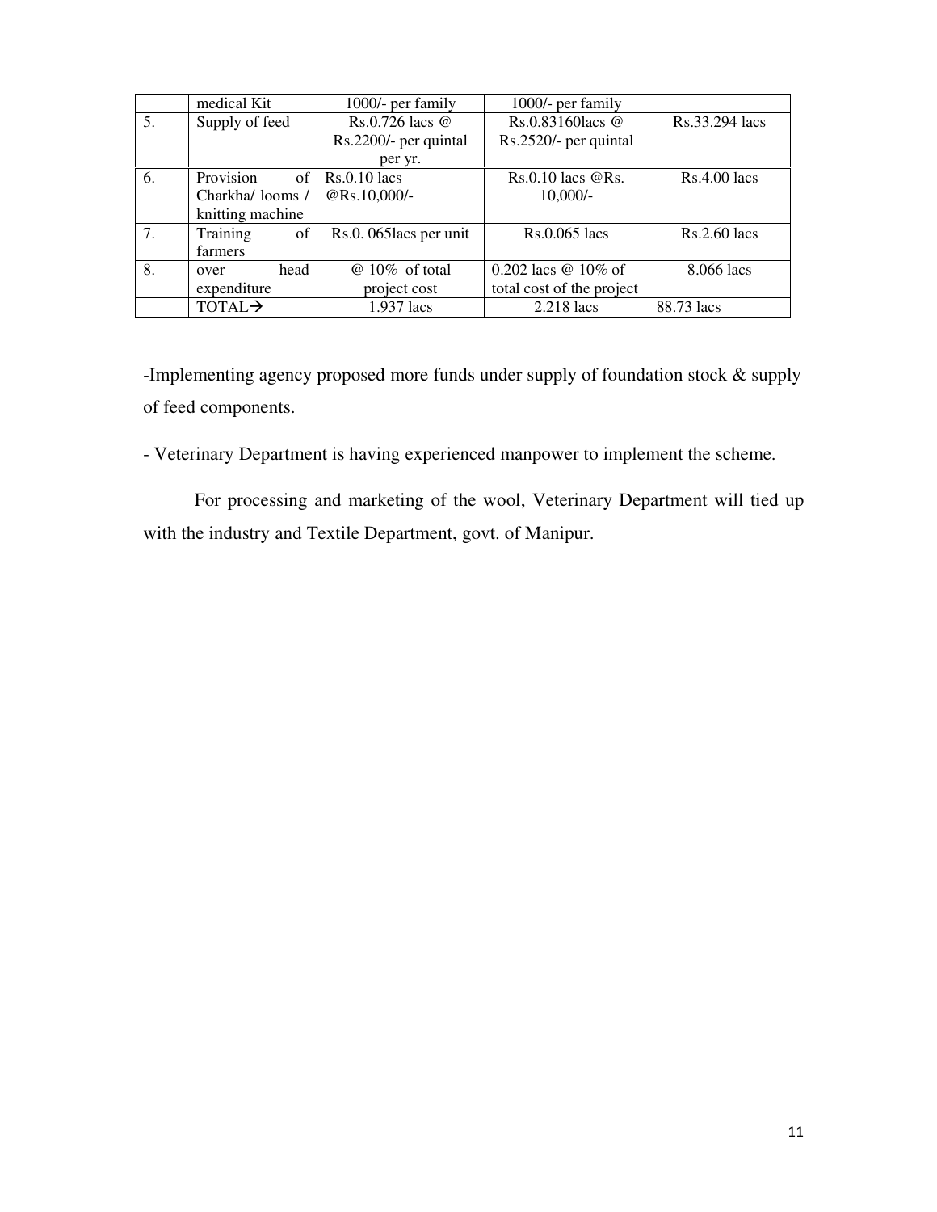| | medical Kit | 1000/- per family | 1000/- per family | |
|---|---|---|---|---|
| 5. | Supply of feed | Rs.0.726 lacs @ Rs.2200/- per quintal per yr. | Rs.0.83160lacs @ Rs.2520/- per quintal | Rs.33.294 lacs |
| 6. | Provision of Charkha/ looms / knitting machine | Rs.0.10 lacs @Rs.10,000/- | Rs.0.10 lacs @Rs. 10,000/- | Rs.4.00 lacs |
| 7. | Training of farmers | Rs.0. 065lacs per unit | Rs.0.065 lacs | Rs.2.60 lacs |
| 8. | over head expenditure | @ 10% of total project cost | 0.202 lacs @ 10% of total cost of the project | 8.066 lacs |
| | TOTAL→ | 1.937 lacs | 2.218 lacs | 88.73 lacs |

-Implementing agency proposed more funds under supply of foundation stock & supply of feed components.

- Veterinary Department is having experienced manpower to implement the scheme.

For processing and marketing of the wool, Veterinary Department will tied up with the industry and Textile Department, govt. of Manipur.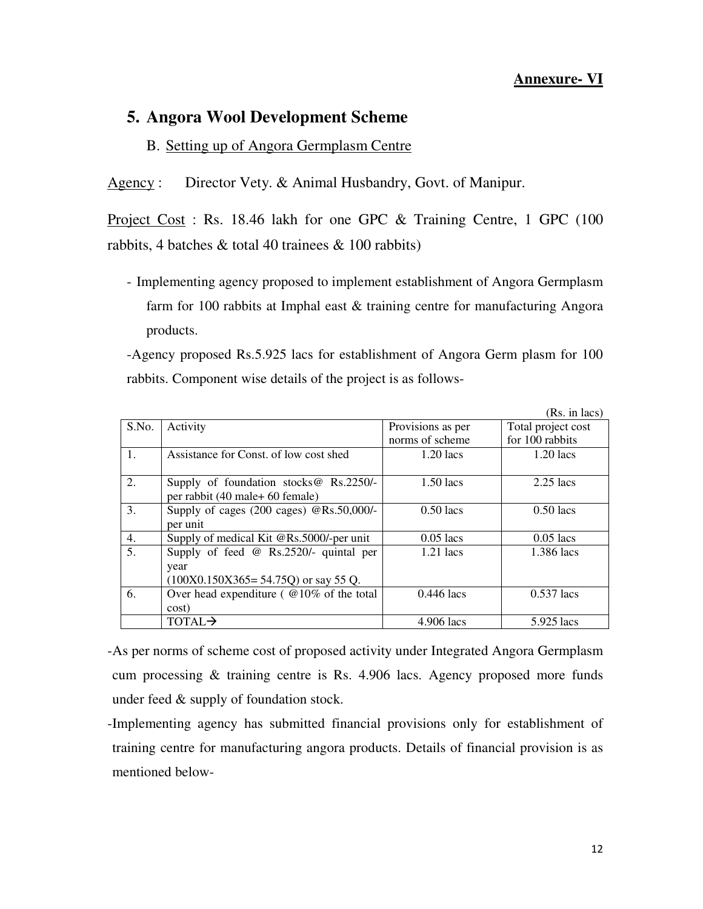**Annexure- VI**

## 5. Angora Wool Development Scheme

### B. Setting up of Angora Germplasm Centre

Agency : Director Vety. & Animal Husbandry, Govt. of Manipur.

Project Cost : Rs. 18.46 lakh for one GPC & Training Centre, 1 GPC (100 rabbits, 4 batches & total 40 trainees & 100 rabbits)

- Implementing agency proposed to implement establishment of Angora Germplasm farm for 100 rabbits at Imphal east & training centre for manufacturing Angora products.

-Agency proposed Rs.5.925 lacs for establishment of Angora Germ plasm for 100 rabbits. Component wise details of the project is as follows-

(Rs. in lacs)

| S.No. | Activity | Provisions as per norms of scheme | Total project cost for 100 rabbits |
|---|---|---|---|
| 1. | Assistance for Const. of low cost shed | 1.20 lacs | 1.20 lacs |
| 2. | Supply of foundation stocks@ Rs.2250/- per rabbit (40 male+ 60 female) | 1.50 lacs | 2.25 lacs |
| 3. | Supply of cages (200 cages) @Rs.50,000/- per unit | 0.50 lacs | 0.50 lacs |
| 4. | Supply of medical Kit @Rs.5000/-per unit | 0.05 lacs | 0.05 lacs |
| 5. | Supply of feed @ Rs.2520/- quintal per year (100X0.150X365= 54.75Q) or say 55 Q. | 1.21 lacs | 1.386 lacs |
| 6. | Over head expenditure ( @10% of the total cost) | 0.446 lacs | 0.537 lacs |
| | TOTAL→ | 4.906 lacs | 5.925 lacs |

-As per norms of scheme cost of proposed activity under Integrated Angora Germplasm cum processing & training centre is Rs. 4.906 lacs. Agency proposed more funds under feed & supply of foundation stock.

-Implementing agency has submitted financial provisions only for establishment of training centre for manufacturing angora products. Details of financial provision is as mentioned below-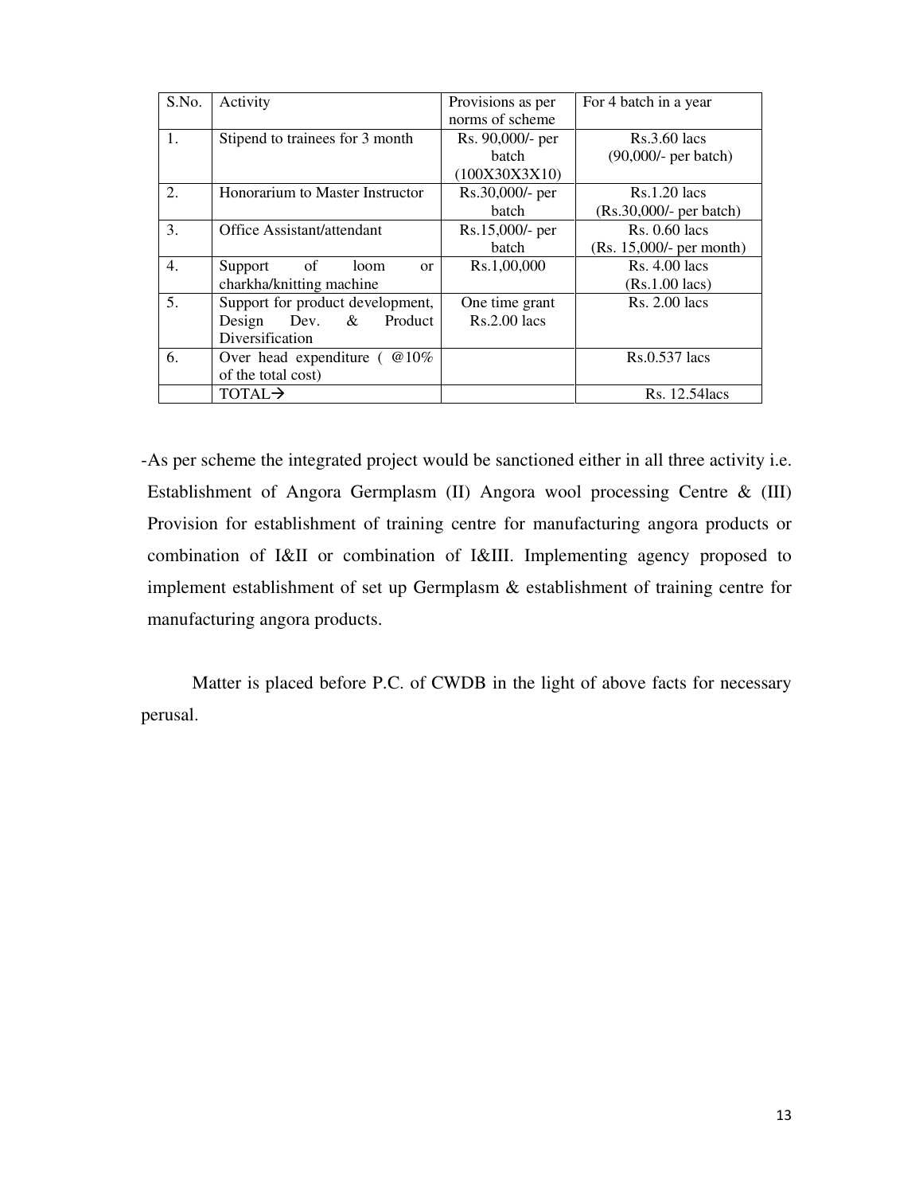| S.No. | Activity | Provisions as per norms of scheme | For 4 batch in a year |
| --- | --- | --- | --- |
| 1. | Stipend to trainees for 3 month | Rs. 90,000/- per batch (100X30X3X10) | Rs.3.60 lacs (90,000/- per batch) |
| 2. | Honorarium to Master Instructor | Rs.30,000/- per batch | Rs.1.20 lacs (Rs.30,000/- per batch) |
| 3. | Office Assistant/attendant | Rs.15,000/- per batch | Rs. 0.60 lacs (Rs. 15,000/- per month) |
| 4. | Support of loom or charkha/knitting machine | Rs.1,00,000 | Rs. 4.00 lacs (Rs.1.00 lacs) |
| 5. | Support for product development, Design Dev. & Product Diversification | One time grant Rs.2.00 lacs | Rs. 2.00 lacs |
| 6. | Over head expenditure ( @10% of the total cost) | | Rs.0.537 lacs |
| | TOTAL→ | | Rs. 12.54lacs |

-As per scheme the integrated project would be sanctioned either in all three activity i.e. Establishment of Angora Germplasm (II) Angora wool processing Centre & (III) Provision for establishment of training centre for manufacturing angora products or combination of I&II or combination of I&III. Implementing agency proposed to implement establishment of set up Germplasm & establishment of training centre for manufacturing angora products.

Matter is placed before P.C. of CWDB in the light of above facts for necessary perusal.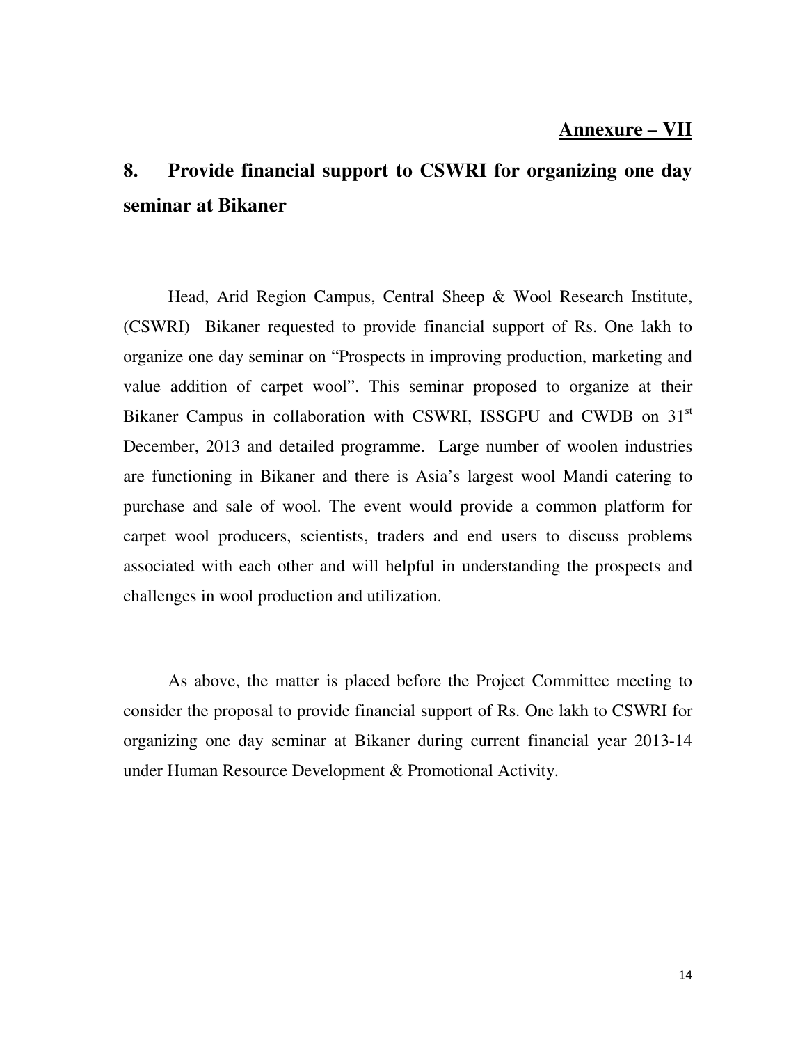**Annexure – VII**

## 8. Provide financial support to CSWRI for organizing one day seminar at Bikaner

Head, Arid Region Campus, Central Sheep & Wool Research Institute, (CSWRI) Bikaner requested to provide financial support of Rs. One lakh to organize one day seminar on "Prospects in improving production, marketing and value addition of carpet wool". This seminar proposed to organize at their Bikaner Campus in collaboration with CSWRI, ISSGPU and CWDB on 31st December, 2013 and detailed programme. Large number of woolen industries are functioning in Bikaner and there is Asia's largest wool Mandi catering to purchase and sale of wool. The event would provide a common platform for carpet wool producers, scientists, traders and end users to discuss problems associated with each other and will helpful in understanding the prospects and challenges in wool production and utilization.

As above, the matter is placed before the Project Committee meeting to consider the proposal to provide financial support of Rs. One lakh to CSWRI for organizing one day seminar at Bikaner during current financial year 2013-14 under Human Resource Development & Promotional Activity.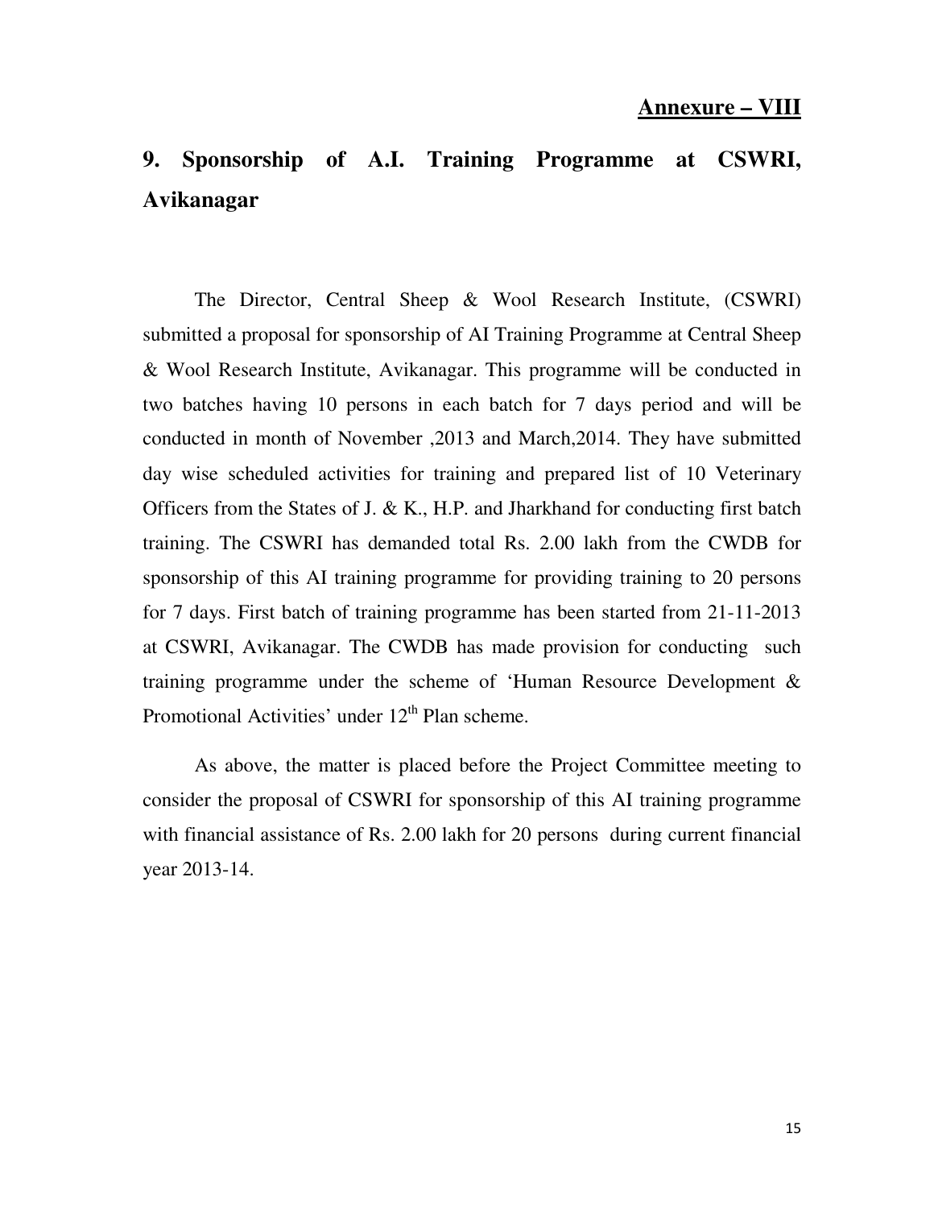**Annexure – VIII**

## 9. Sponsorship of A.I. Training Programme at CSWRI, Avikanagar

The Director, Central Sheep & Wool Research Institute, (CSWRI) submitted a proposal for sponsorship of AI Training Programme at Central Sheep & Wool Research Institute, Avikanagar. This programme will be conducted in two batches having 10 persons in each batch for 7 days period and will be conducted in month of November ,2013 and March,2014. They have submitted day wise scheduled activities for training and prepared list of 10 Veterinary Officers from the States of J. & K., H.P. and Jharkhand for conducting first batch training. The CSWRI has demanded total Rs. 2.00 lakh from the CWDB for sponsorship of this AI training programme for providing training to 20 persons for 7 days. First batch of training programme has been started from 21-11-2013 at CSWRI, Avikanagar. The CWDB has made provision for conducting such training programme under the scheme of 'Human Resource Development & Promotional Activities' under 12th Plan scheme.

As above, the matter is placed before the Project Committee meeting to consider the proposal of CSWRI for sponsorship of this AI training programme with financial assistance of Rs. 2.00 lakh for 20 persons during current financial year 2013-14.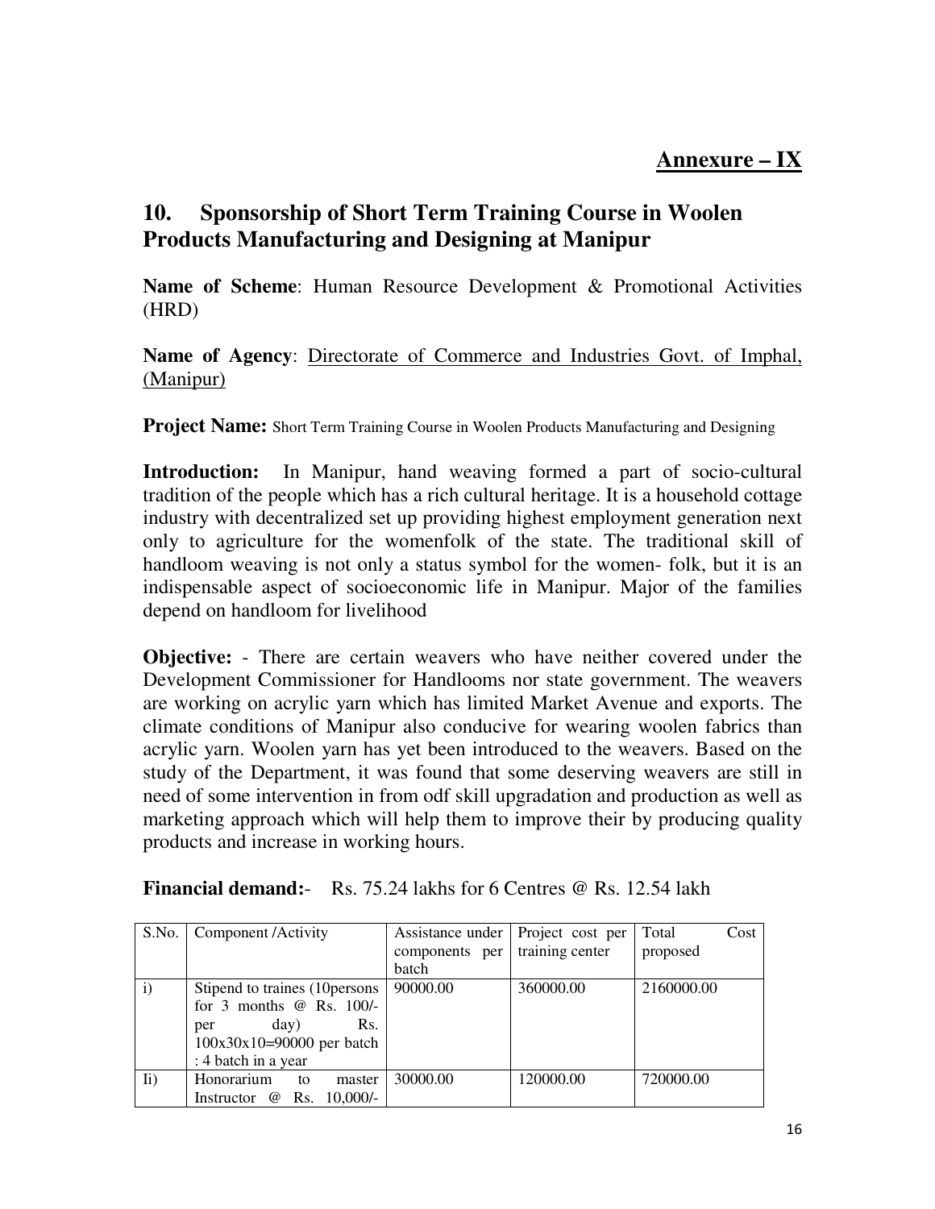**Annexure – IX**

## 10. Sponsorship of Short Term Training Course in Woolen Products Manufacturing and Designing at Manipur

**Name of Scheme**: Human Resource Development & Promotional Activities (HRD)

**Name of Agency**: Directorate of Commerce and Industries Govt. of Imphal, (Manipur)

**Project Name:** Short Term Training Course in Woolen Products Manufacturing and Designing

**Introduction:** In Manipur, hand weaving formed a part of socio-cultural tradition of the people which has a rich cultural heritage. It is a household cottage industry with decentralized set up providing highest employment generation next only to agriculture for the womenfolk of the state. The traditional skill of handloom weaving is not only a status symbol for the women- folk, but it is an indispensable aspect of socioeconomic life in Manipur. Major of the families depend on handloom for livelihood

**Objective:** - There are certain weavers who have neither covered under the Development Commissioner for Handlooms nor state government. The weavers are working on acrylic yarn which has limited Market Avenue and exports. The climate conditions of Manipur also conducive for wearing woolen fabrics than acrylic yarn. Woolen yarn has yet been introduced to the weavers. Based on the study of the Department, it was found that some deserving weavers are still in need of some intervention in from odf skill upgradation and production as well as marketing approach which will help them to improve their by producing quality products and increase in working hours.

**Financial demand:**- Rs. 75.24 lakhs for 6 Centres @ Rs. 12.54 lakh

| S.No. | Component /Activity | Assistance under components per batch | Project cost per training center | Total Cost proposed |
|---|---|---|---|---|
| i) | Stipend to traines (10persons for 3 months @ Rs. 100/- per day) Rs. 100x30x10=90000 per batch : 4 batch in a year | 90000.00 | 360000.00 | 2160000.00 |
| Ii) | Honorarium to master Instructor @ Rs. 10,000/- | 30000.00 | 120000.00 | 720000.00 |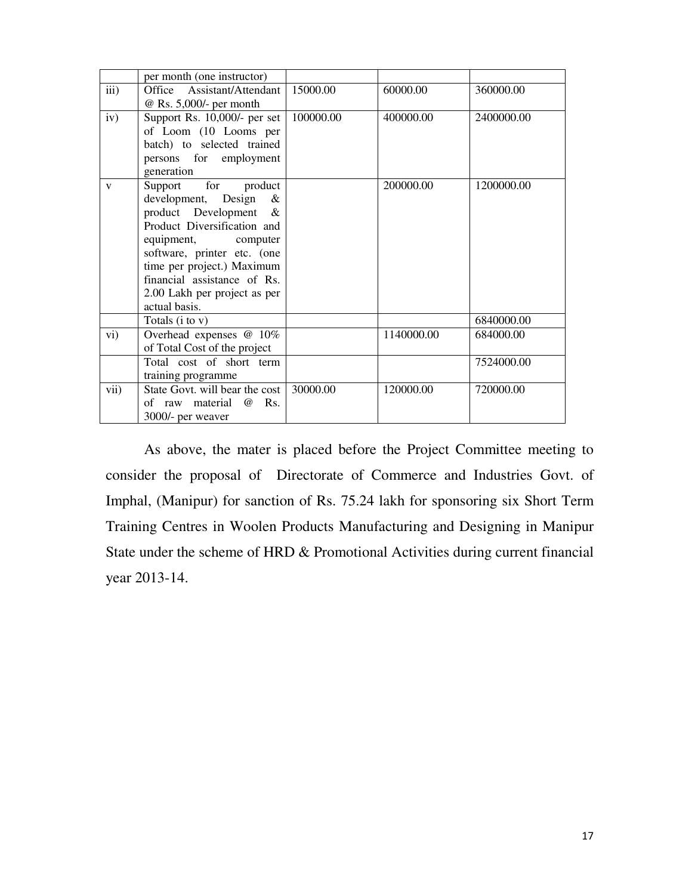| | | | | |
|---|---|---|---|---|
| | per month (one instructor) | | | |
| iii) | Office Assistant/Attendant @ Rs. 5,000/- per month | 15000.00 | 60000.00 | 360000.00 |
| iv) | Support Rs. 10,000/- per set of Loom (10 Looms per batch) to selected trained persons for employment generation | 100000.00 | 400000.00 | 2400000.00 |
| v | Support for product development, Design & product Development & Product Diversification and equipment, computer software, printer etc. (one time per project.) Maximum financial assistance of Rs. 2.00 Lakh per project as per actual basis. | | 200000.00 | 1200000.00 |
| | Totals (i to v) | | | 6840000.00 |
| vi) | Overhead expenses @ 10% of Total Cost of the project | | 1140000.00 | 684000.00 |
| | Total cost of short term training programme | | | 7524000.00 |
| vii) | State Govt. will bear the cost of raw material @ Rs. 3000/- per weaver | 30000.00 | 120000.00 | 720000.00 |

As above, the mater is placed before the Project Committee meeting to consider the proposal of Directorate of Commerce and Industries Govt. of Imphal, (Manipur) for sanction of Rs. 75.24 lakh for sponsoring six Short Term Training Centres in Woolen Products Manufacturing and Designing in Manipur State under the scheme of HRD & Promotional Activities during current financial year 2013-14.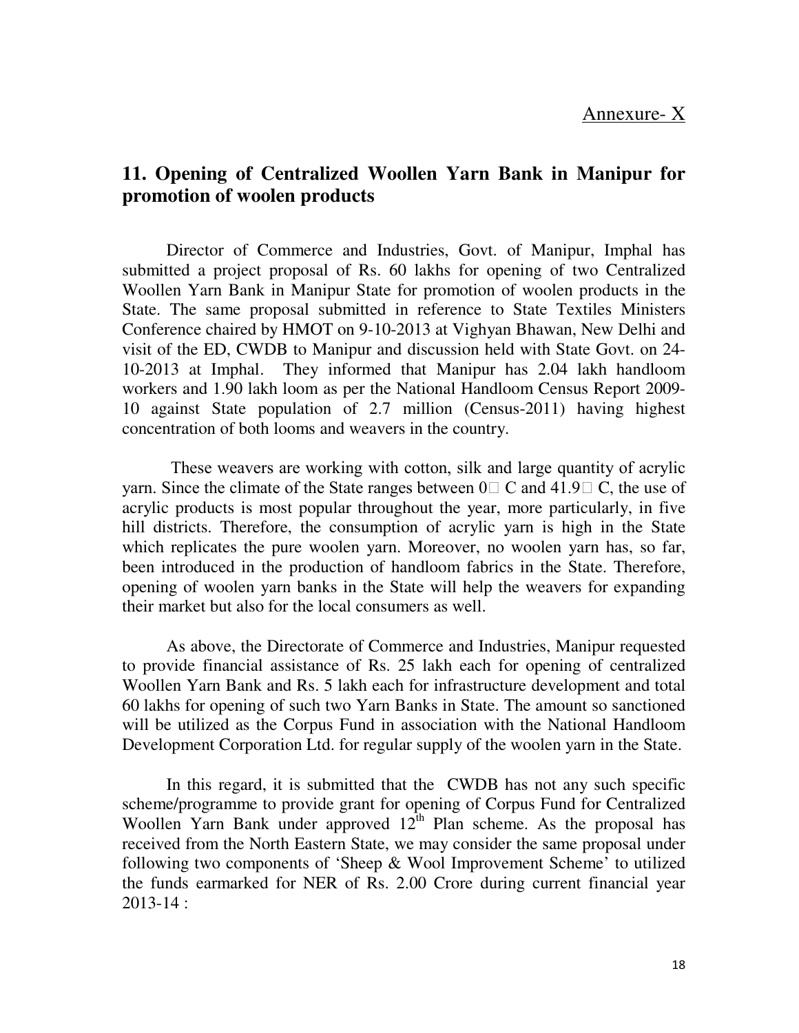Annexure- X

## 11. Opening of Centralized Woollen Yarn Bank in Manipur for promotion of woolen products

Director of Commerce and Industries, Govt. of Manipur, Imphal has submitted a project proposal of Rs. 60 lakhs for opening of two Centralized Woollen Yarn Bank in Manipur State for promotion of woolen products in the State. The same proposal submitted in reference to State Textiles Ministers Conference chaired by HMOT on 9-10-2013 at Vighyan Bhawan, New Delhi and visit of the ED, CWDB to Manipur and discussion held with State Govt. on 24-10-2013 at Imphal. They informed that Manipur has 2.04 lakh handloom workers and 1.90 lakh loom as per the National Handloom Census Report 2009-10 against State population of 2.7 million (Census-2011) having highest concentration of both looms and weavers in the country.

These weavers are working with cotton, silk and large quantity of acrylic yarn. Since the climate of the State ranges between 0 C and 41.9 C, the use of acrylic products is most popular throughout the year, more particularly, in five hill districts. Therefore, the consumption of acrylic yarn is high in the State which replicates the pure woolen yarn. Moreover, no woolen yarn has, so far, been introduced in the production of handloom fabrics in the State. Therefore, opening of woolen yarn banks in the State will help the weavers for expanding their market but also for the local consumers as well.

As above, the Directorate of Commerce and Industries, Manipur requested to provide financial assistance of Rs. 25 lakh each for opening of centralized Woollen Yarn Bank and Rs. 5 lakh each for infrastructure development and total 60 lakhs for opening of such two Yarn Banks in State. The amount so sanctioned will be utilized as the Corpus Fund in association with the National Handloom Development Corporation Ltd. for regular supply of the woolen yarn in the State.

In this regard, it is submitted that the CWDB has not any such specific scheme/programme to provide grant for opening of Corpus Fund for Centralized Woollen Yarn Bank under approved 12th Plan scheme. As the proposal has received from the North Eastern State, we may consider the same proposal under following two components of 'Sheep & Wool Improvement Scheme' to utilized the funds earmarked for NER of Rs. 2.00 Crore during current financial year 2013-14 :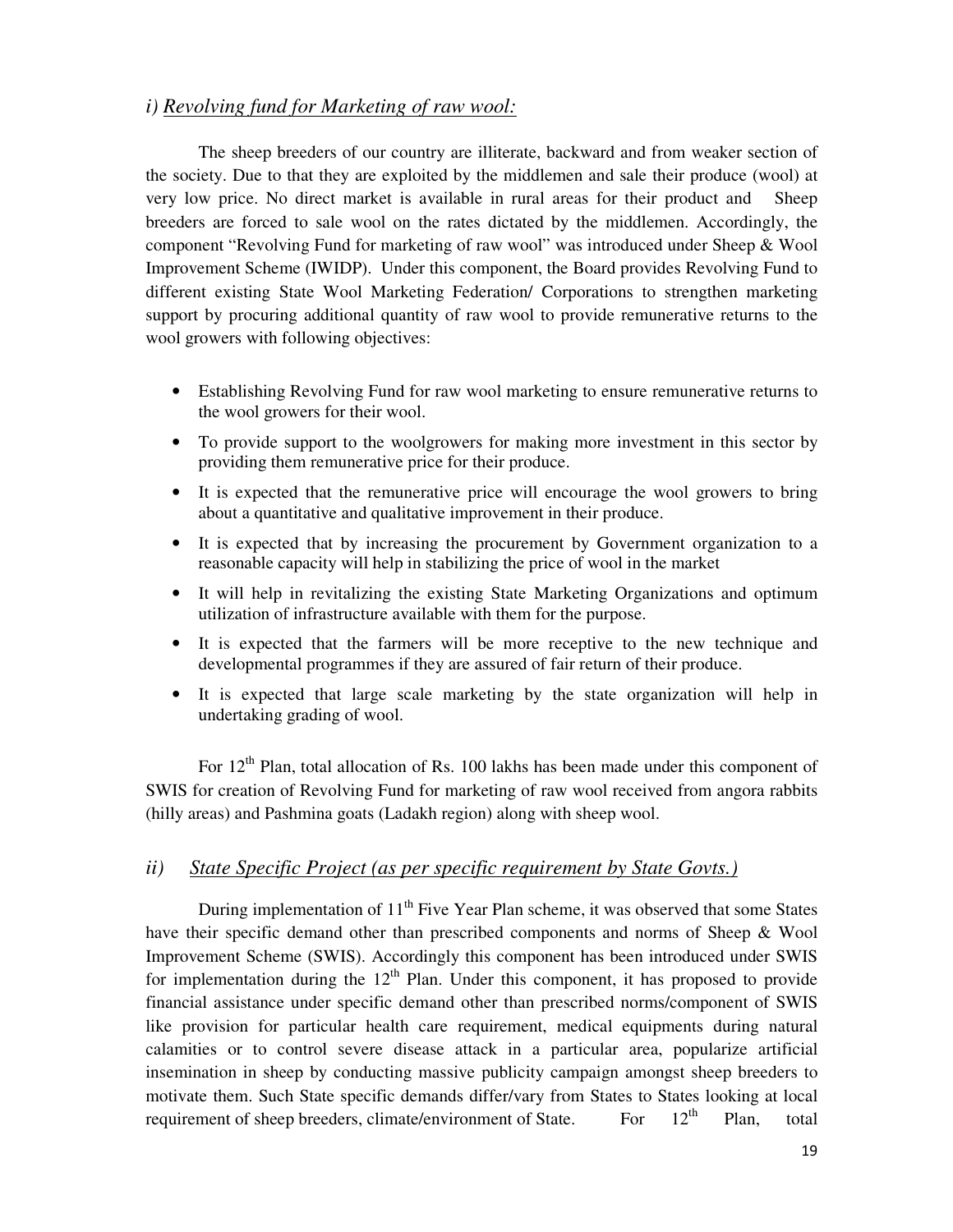### *i) Revolving fund for Marketing of raw wool:*

The sheep breeders of our country are illiterate, backward and from weaker section of the society. Due to that they are exploited by the middlemen and sale their produce (wool) at very low price. No direct market is available in rural areas for their product and Sheep breeders are forced to sale wool on the rates dictated by the middlemen. Accordingly, the component "Revolving Fund for marketing of raw wool" was introduced under Sheep & Wool Improvement Scheme (IWIDP). Under this component, the Board provides Revolving Fund to different existing State Wool Marketing Federation/ Corporations to strengthen marketing support by procuring additional quantity of raw wool to provide remunerative returns to the wool growers with following objectives:

- Establishing Revolving Fund for raw wool marketing to ensure remunerative returns to the wool growers for their wool.
- To provide support to the woolgrowers for making more investment in this sector by providing them remunerative price for their produce.
- It is expected that the remunerative price will encourage the wool growers to bring about a quantitative and qualitative improvement in their produce.
- It is expected that by increasing the procurement by Government organization to a reasonable capacity will help in stabilizing the price of wool in the market
- It will help in revitalizing the existing State Marketing Organizations and optimum utilization of infrastructure available with them for the purpose.
- It is expected that the farmers will be more receptive to the new technique and developmental programmes if they are assured of fair return of their produce.
- It is expected that large scale marketing by the state organization will help in undertaking grading of wool.

For 12th Plan, total allocation of Rs. 100 lakhs has been made under this component of SWIS for creation of Revolving Fund for marketing of raw wool received from angora rabbits (hilly areas) and Pashmina goats (Ladakh region) along with sheep wool.

### *ii) State Specific Project (as per specific requirement by State Govts.)*

During implementation of 11th Five Year Plan scheme, it was observed that some States have their specific demand other than prescribed components and norms of Sheep & Wool Improvement Scheme (SWIS). Accordingly this component has been introduced under SWIS for implementation during the 12th Plan. Under this component, it has proposed to provide financial assistance under specific demand other than prescribed norms/component of SWIS like provision for particular health care requirement, medical equipments during natural calamities or to control severe disease attack in a particular area, popularize artificial insemination in sheep by conducting massive publicity campaign amongst sheep breeders to motivate them. Such State specific demands differ/vary from States to States looking at local requirement of sheep breeders, climate/environment of State. For 12th Plan, total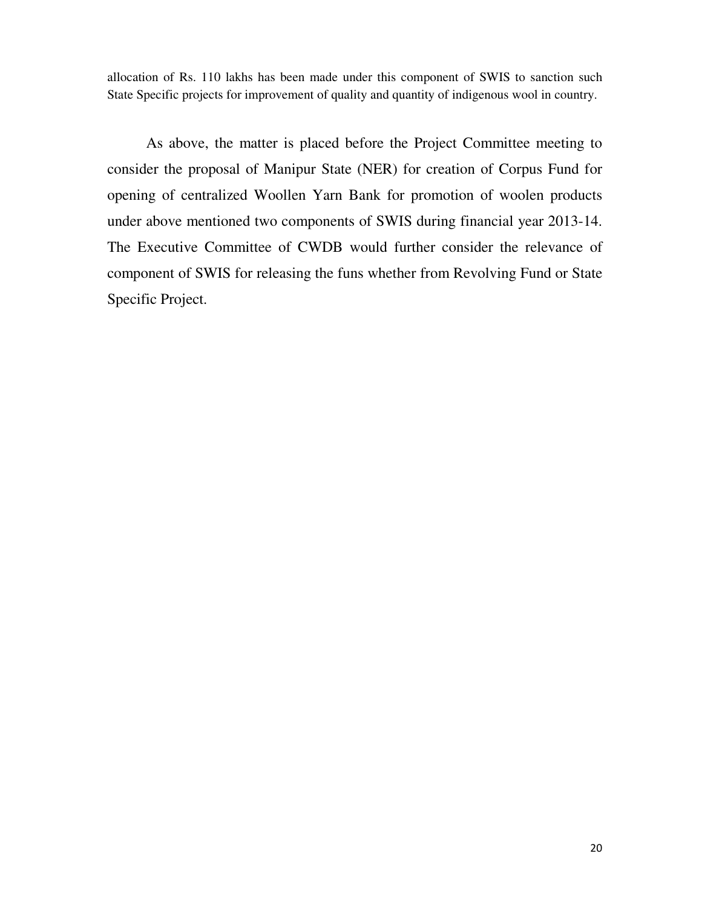allocation of Rs. 110 lakhs has been made under this component of SWIS to sanction such State Specific projects for improvement of quality and quantity of indigenous wool in country.

As above, the matter is placed before the Project Committee meeting to consider the proposal of Manipur State (NER) for creation of Corpus Fund for opening of centralized Woollen Yarn Bank for promotion of woolen products under above mentioned two components of SWIS during financial year 2013-14. The Executive Committee of CWDB would further consider the relevance of component of SWIS for releasing the funs whether from Revolving Fund or State Specific Project.